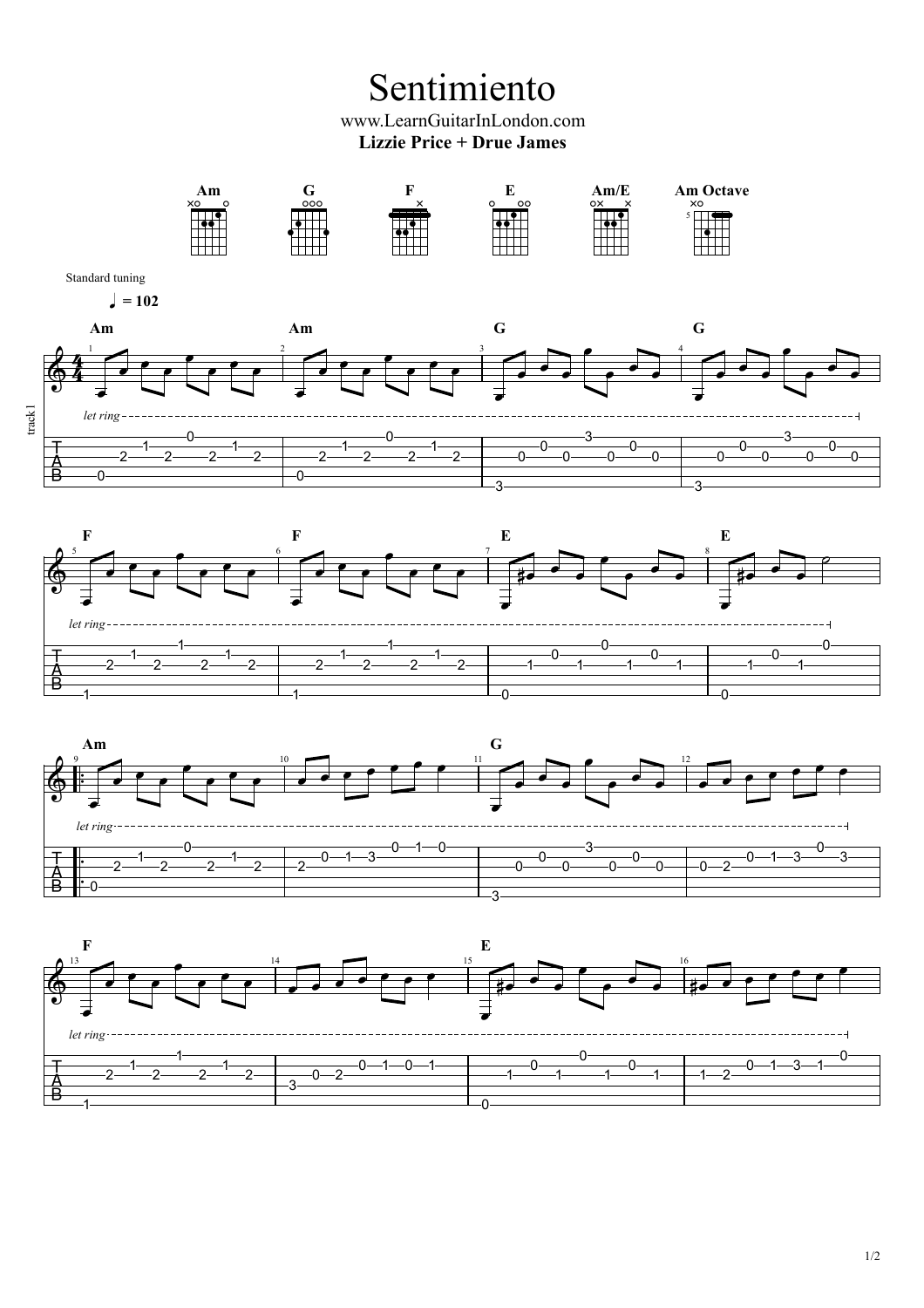# Sentimiento

www.LearnGuitarInLondon.com

**Lizzie Price + Drue James**

**Am** **G** **F** **E** **Am/E** **Am Octave**

Standard tuning

♩ = 102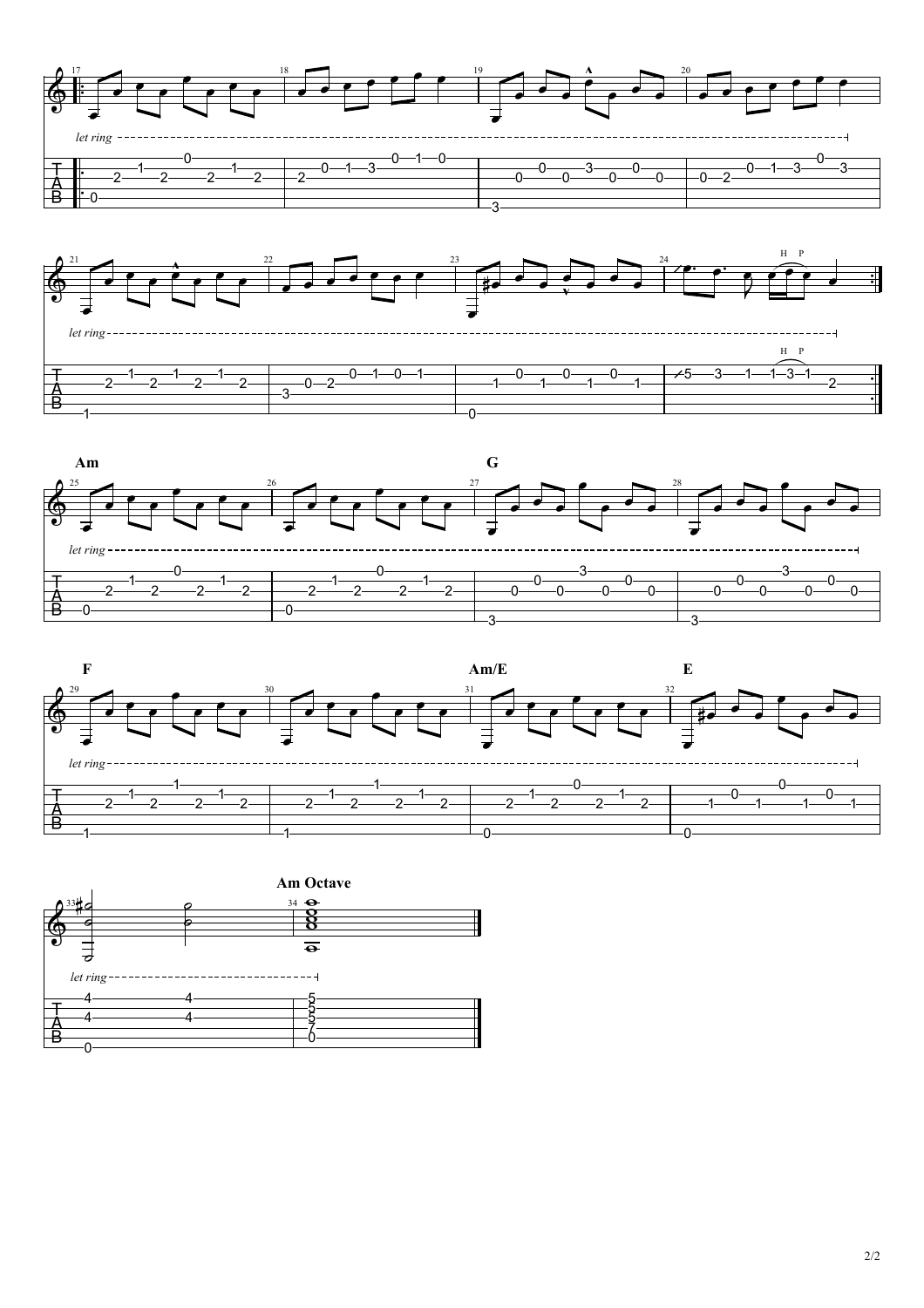Am

G

F

Am/E

E

Am Octave

let ring

let ring

let ring

let ring

let ring

H P